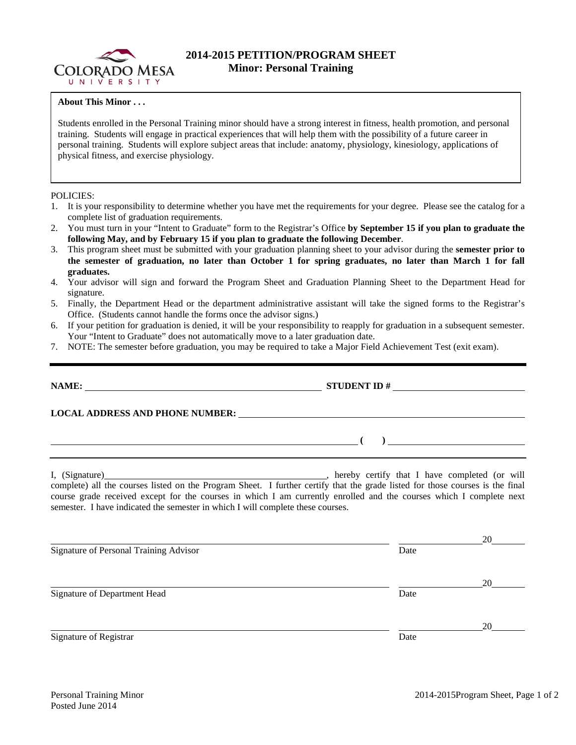# 2014-2015 PETITION/PROGRAM SHEET
## Minor: Personal Training

**About This Minor . . .**

Students enrolled in the Personal Training minor should have a strong interest in fitness, health promotion, and personal training. Students will engage in practical experiences that will help them with the possibility of a future career in personal training. Students will explore subject areas that include: anatomy, physiology, kinesiology, applications of physical fitness, and exercise physiology.

POLICIES:

1. It is your responsibility to determine whether you have met the requirements for your degree. Please see the catalog for a complete list of graduation requirements.
2. You must turn in your "Intent to Graduate" form to the Registrar's Office **by September 15 if you plan to graduate the following May, and by February 15 if you plan to graduate the following December**.
3. This program sheet must be submitted with your graduation planning sheet to your advisor during the **semester prior to the semester of graduation, no later than October 1 for spring graduates, no later than March 1 for fall graduates.**
4. Your advisor will sign and forward the Program Sheet and Graduation Planning Sheet to the Department Head for signature.
5. Finally, the Department Head or the department administrative assistant will take the signed forms to the Registrar's Office. (Students cannot handle the forms once the advisor signs.)
6. If your petition for graduation is denied, it will be your responsibility to reapply for graduation in a subsequent semester. Your "Intent to Graduate" does not automatically move to a later graduation date.
7. NOTE: The semester before graduation, you may be required to take a Major Field Achievement Test (exit exam).

---

**NAME:** ______________________________ **STUDENT ID #** ______________________

**LOCAL ADDRESS AND PHONE NUMBER:** ______________________________________

______________________________________ **( )** ______________________

---

I, (Signature)______________________________, hereby certify that I have completed (or will complete) all the courses listed on the Program Sheet. I further certify that the grade listed for those courses is the final course grade received except for the courses in which I am currently enrolled and the courses which I complete next semester. I have indicated the semester in which I will complete these courses.

______________________________________ ______________20______
Signature of Personal Training Advisor Date

______________________________________ ______________20______
Signature of Department Head Date

______________________________________ ______________20______
Signature of Registrar Date

Personal Training Minor
Posted June 2014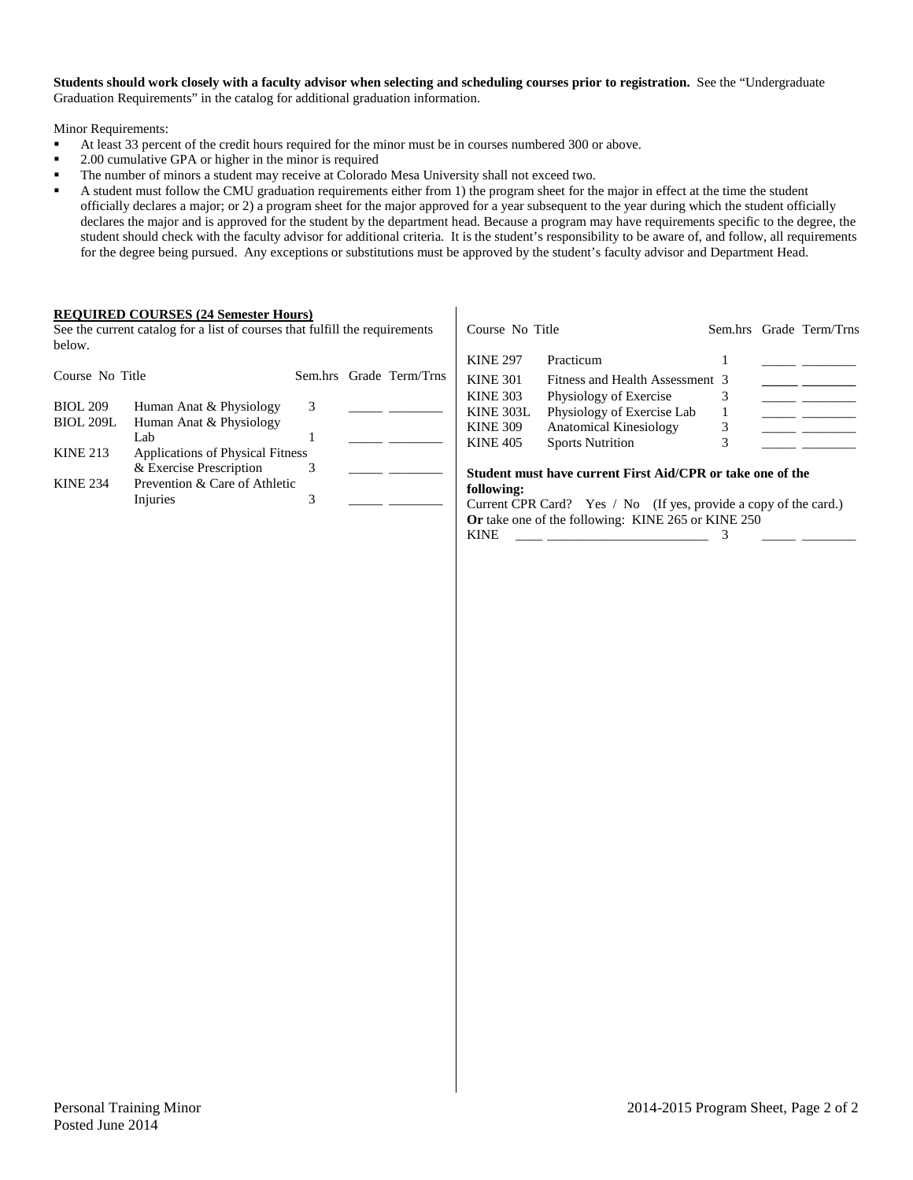**Students should work closely with a faculty advisor when selecting and scheduling courses prior to registration.** See the "Undergraduate Graduation Requirements" in the catalog for additional graduation information.

Minor Requirements:

- At least 33 percent of the credit hours required for the minor must be in courses numbered 300 or above.
- 2.00 cumulative GPA or higher in the minor is required
- The number of minors a student may receive at Colorado Mesa University shall not exceed two.
- A student must follow the CMU graduation requirements either from 1) the program sheet for the major in effect at the time the student officially declares a major; or 2) a program sheet for the major approved for a year subsequent to the year during which the student officially declares the major and is approved for the student by the department head. Because a program may have requirements specific to the degree, the student should check with the faculty advisor for additional criteria. It is the student's responsibility to be aware of, and follow, all requirements for the degree being pursued. Any exceptions or substitutions must be approved by the student's faculty advisor and Department Head.

**REQUIRED COURSES (24 Semester Hours)**

See the current catalog for a list of courses that fulfill the requirements below.

| Course No | Title | Sem.hrs | Grade | Term/Trns |
|---|---|---|---|---|
| BIOL 209 | Human Anat & Physiology | 3 | _____ | ________ |
| BIOL 209L | Human Anat & Physiology Lab | 1 | _____ | ________ |
| KINE 213 | Applications of Physical Fitness & Exercise Prescription | 3 | _____ | ________ |
| KINE 234 | Prevention & Care of Athletic Injuries | 3 | _____ | ________ |
| KINE 297 | Practicum | 1 | _____ | ________ |
| KINE 301 | Fitness and Health Assessment | 3 | _____ | ________ |
| KINE 303 | Physiology of Exercise | 3 | _____ | ________ |
| KINE 303L | Physiology of Exercise Lab | 1 | _____ | ________ |
| KINE 309 | Anatomical Kinesiology | 3 | _____ | ________ |
| KINE 405 | Sports Nutrition | 3 | _____ | ________ |

**Student must have current First Aid/CPR or take one of the following:**

Current CPR Card? Yes / No (If yes, provide a copy of the card.)

**Or** take one of the following: KINE 265 or KINE 250

| Course No | Title | Sem.hrs | Grade | Term/Trns |
|---|---|---|---|---|
| KINE ____ | ________________________ | 3 | _____ | ________ |

Personal Training Minor
Posted June 2014